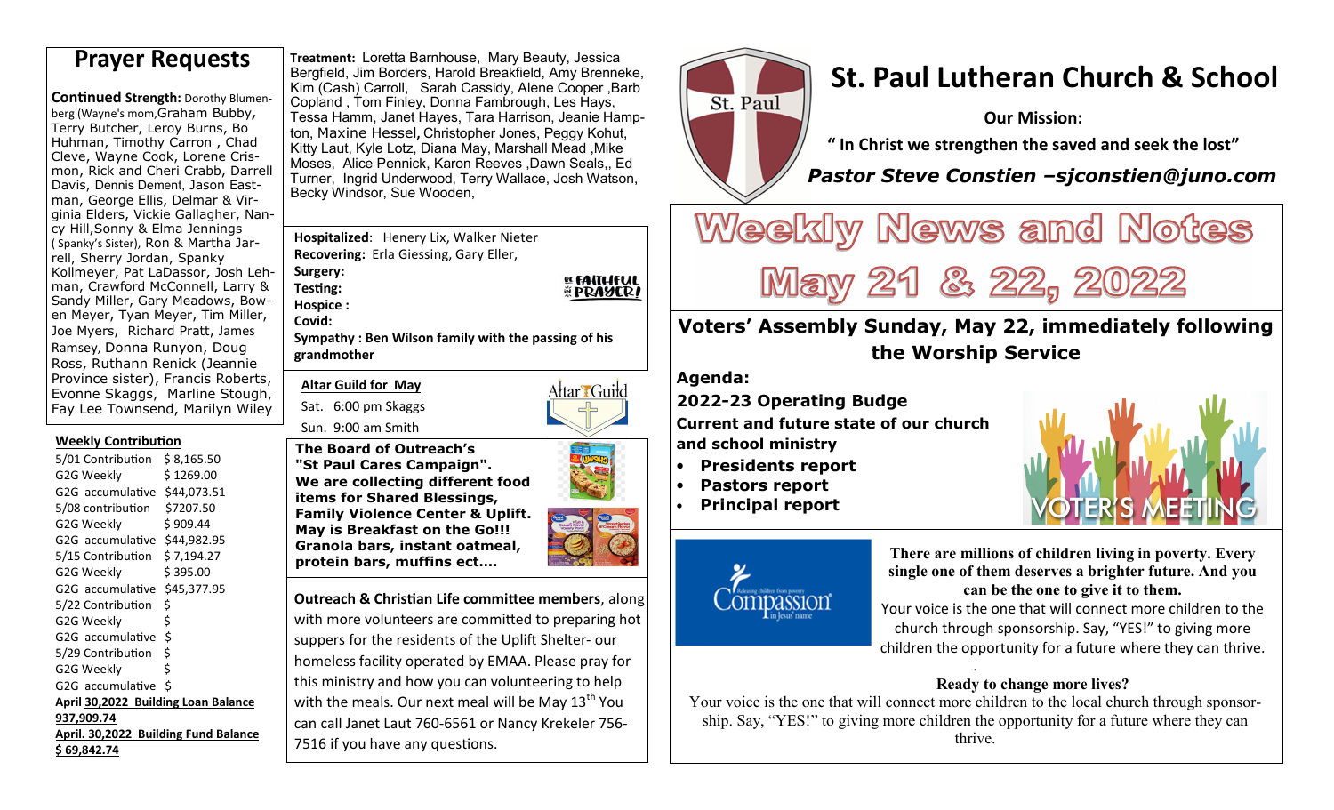# Prayer Requests

**Continued Strength:** Dorothy Blumenberg (Wayne's mom,Graham Bubby**,** Terry Butcher, Leroy Burns, Bo Huhman, Timothy Carron , Chad Cleve, Wayne Cook, Lorene Crismon, Rick and Cheri Crabb, Darrell Davis, Dennis Dement, Jason Eastman, George Ellis, Delmar & Virginia Elders, Vickie Gallagher, Nancy Hill,Sonny & Elma Jennings ( Spanky's Sister), Ron & Martha Jarrell, Sherry Jordan, Spanky Kollmeyer, Pat LaDassor, Josh Lehman, Crawford McConnell, Larry & Sandy Miller, Gary Meadows, Bowen Meyer, Tyan Meyer, Tim Miller, Joe Myers, Richard Pratt, James Ramsey, Donna Runyon, Doug Ross, Ruthann Renick (Jeannie Province sister), Francis Roberts, Evonne Skaggs, Marline Stough, Fay Lee Townsend, Marilyn Wiley

**Treatment:** Loretta Barnhouse, Mary Beauty, Jessica Bergfield, Jim Borders, Harold Breakfield, Amy Brenneke, Kim (Cash) Carroll, Sarah Cassidy, Alene Cooper ,Barb Copland , Tom Finley, Donna Fambrough, Les Hays, Tessa Hamm, Janet Hayes, Tara Harrison, Jeanie Hampton, Maxine Hessel, Christopher Jones, Peggy Kohut, Kitty Laut, Kyle Lotz, Diana May, Marshall Mead ,Mike Moses, Alice Pennick, Karon Reeves ,Dawn Seals,, Ed Turner, Ingrid Underwood, Terry Wallace, Josh Watson, Becky Windsor, Sue Wooden,

**Hospitalized**: Henery Lix, Walker Nieter
**Recovering:** Erla Giessing, Gary Eller,
**Surgery:**
**Testing:**
**Hospice :**
**Covid:**
**Sympathy : Ben Wilson family with the passing of his grandmother**

BE FAITHFUL IN PRAYER!

## Weekly Contribution

| | |
|---|---|
| 5/01 Contribution | $ 8,165.50 |
| G2G Weekly | $ 1269.00 |
| G2G accumulative | $44,073.51 |
| 5/08 contribution | $7207.50 |
| G2G Weekly | $ 909.44 |
| G2G accumulative | $44,982.95 |
| 5/15 Contribution | $ 7,194.27 |
| G2G Weekly | $ 395.00 |
| G2G accumulative | $45,377.95 |
| 5/22 Contribution | $ |
| G2G Weekly | $ |
| G2G accumulative | $ |
| 5/29 Contribution | $ |
| G2G Weekly | $ |
| G2G accumulative | $ |

**April 30,2022 Building Loan Balance 937,909.74**

**April. 30,2022 Building Fund Balance $ 69,842.74**

**Altar Guild for May**

Sat. 6:00 pm Skaggs

Sun. 9:00 am Smith

**The Board of Outreach's "St Paul Cares Campaign". We are collecting different food items for Shared Blessings, Family Violence Center & Uplift. May is Breakfast on the Go!!! Granola bars, instant oatmeal, protein bars, muffins ect….**

**Outreach & Christian Life committee members**, along with more volunteers are committed to preparing hot suppers for the residents of the Uplift Shelter- our homeless facility operated by EMAA. Please pray for this ministry and how you can volunteering to help with the meals. Our next meal will be May 13th You can call Janet Laut 760-6561 or Nancy Krekeler 756-7516 if you have any questions.

# St. Paul Lutheran Church & School

**Our Mission:**

**" In Christ we strengthen the saved and seek the lost"**

***Pastor Steve Constien –sjconstien@juno.com***

# Weekly News and Notes

# May 21 & 22, 2022

## Voters' Assembly Sunday, May 22, immediately following the Worship Service

**Agenda:**

**2022-23 Operating Budge**

**Current and future state of our church and school ministry**

- **Presidents report**
- **Pastors report**
- **Principal report**

VOTER'S MEETING

Compassion — Releasing children from poverty in Jesus' name

**There are millions of children living in poverty. Every single one of them deserves a brighter future. And you can be the one to give it to them.**

Your voice is the one that will connect more children to the church through sponsorship. Say, "YES!" to giving more children the opportunity for a future where they can thrive.

**Ready to change more lives?**

Your voice is the one that will connect more children to the local church through sponsorship. Say, "YES!" to giving more children the opportunity for a future where they can thrive.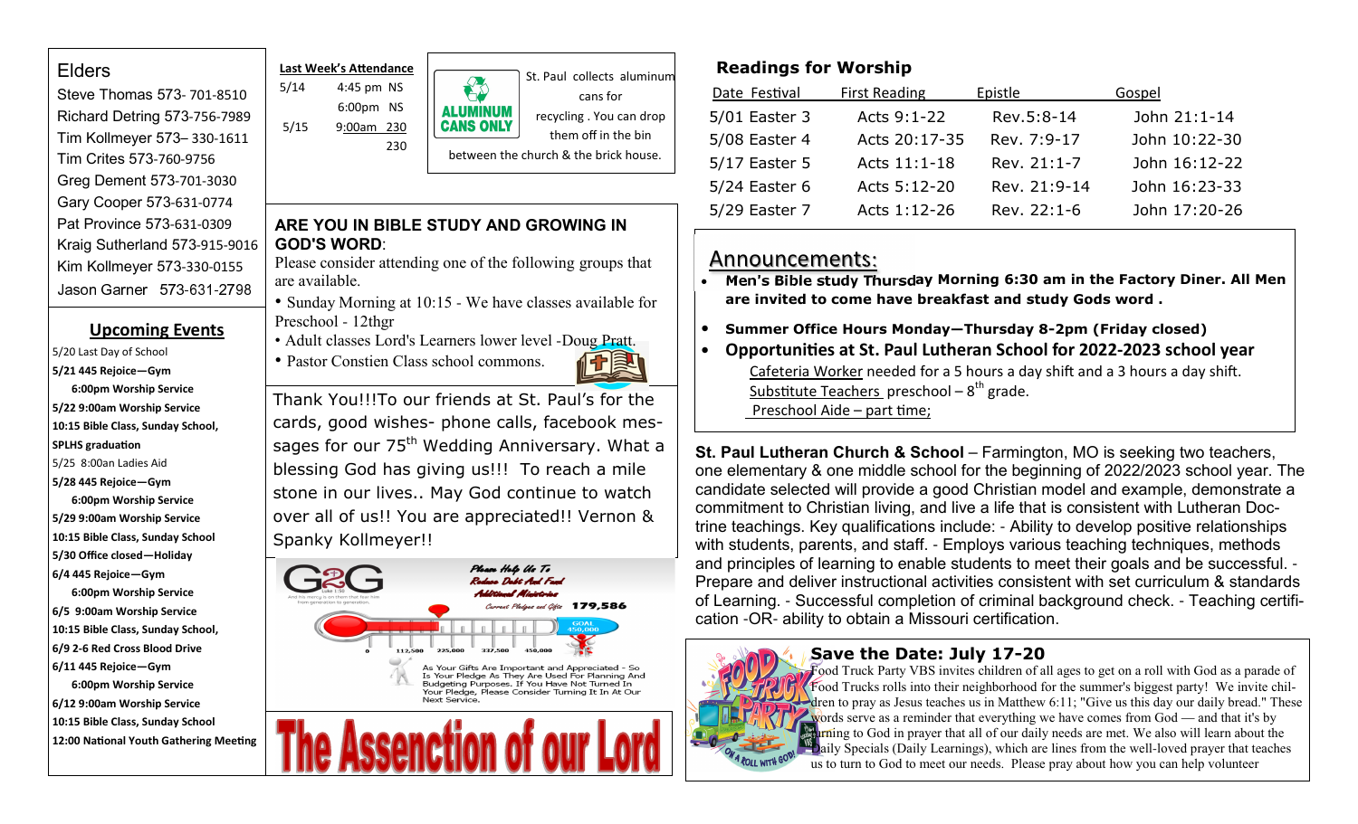## Elders

Steve Thomas 573- 701-8510
Richard Detring 573-756-7989
Tim Kollmeyer 573– 330-1611
Tim Crites 573-760-9756
Greg Dement 573-701-3030
Gary Cooper 573-631-0774
Pat Province 573-631-0309
Kraig Sutherland 573-915-9016
Kim Kollmeyer 573-330-0155
Jason Garner 573-631-2798

## Upcoming Events

5/20 Last Day of School
**5/21 445 Rejoice—Gym**
**6:00pm Worship Service**
**5/22 9:00am Worship Service**
**10:15 Bible Class, Sunday School,**
**SPLHS graduation**
5/25 8:00an Ladies Aid
**5/28 445 Rejoice—Gym**
**6:00pm Worship Service**
**5/29 9:00am Worship Service**
**10:15 Bible Class, Sunday School**
**5/30 Office closed—Holiday**
**6/4 445 Rejoice—Gym**
**6:00pm Worship Service**
**6/5 9:00am Worship Service**
**10:15 Bible Class, Sunday School,**
**6/9 2-6 Red Cross Blood Drive**
**6/11 445 Rejoice—Gym**
**6:00pm Worship Service**
**6/12 9:00am Worship Service**
**10:15 Bible Class, Sunday School**
**12:00 National Youth Gathering Meeting**

**Last Week's Attendance**

| | | |
|---|---|---|
| 5/14 | 4:45 pm NS | |
| | 6:00pm NS | |
| 5/15 | 9:00am 230 | |
| | | 230 |

ALUMINUM CANS ONLY

St. Paul collects aluminum cans for recycling . You can drop them off in the bin between the church & the brick house.

**ARE YOU IN BIBLE STUDY AND GROWING IN GOD'S WORD**:

Please consider attending one of the following groups that are available.

- Sunday Morning at 10:15 - We have classes available for Preschool - 12thgr
- Adult classes Lord's Learners lower level -Doug Pratt.
- Pastor Constien Class school commons.

Thank You!!!To our friends at St. Paul's for the cards, good wishes- phone calls, facebook messages for our 75th Wedding Anniversary. What a blessing God has giving us!!! To reach a mile stone in our lives.. May God continue to watch over all of us!! You are appreciated!! Vernon & Spanky Kollmeyer!!

G2G

Please Help Us To Reduce Debt And Fund Additional Ministries

Current Pledges and Gifts 179,586

GOAL 450,000

0 112,500 225,000 337,500 450,000

As Your Gifts Are Important and Appreciated - So Is Your Pledge As They Are Used For Planning And Budgeting Purposes. If You Have Not Turned In Your Pledge, Please Consider Turning It In At Our Next Service.

# The Assenction of our Lord

## Readings for Worship

| Date Festival | First Reading | Epistle | Gospel |
|---|---|---|---|
| 5/01 Easter 3 | Acts 9:1-22 | Rev.5:8-14 | John 21:1-14 |
| 5/08 Easter 4 | Acts 20:17-35 | Rev. 7:9-17 | John 10:22-30 |
| 5/17 Easter 5 | Acts 11:1-18 | Rev. 21:1-7 | John 16:12-22 |
| 5/24 Easter 6 | Acts 5:12-20 | Rev. 21:9-14 | John 16:23-33 |
| 5/29 Easter 7 | Acts 1:12-26 | Rev. 22:1-6 | John 17:20-26 |

## Announcements:

- **Men's Bible study Thursday Morning 6:30 am in the Factory Diner. All Men are invited to come have breakfast and study Gods word .**
- **Summer Office Hours Monday—Thursday 8-2pm (Friday closed)**
- **Opportunities at St. Paul Lutheran School for 2022-2023 school year**

  Cafeteria Worker needed for a 5 hours a day shift and a 3 hours a day shift.
  Substitute Teachers preschool – 8th grade.
  Preschool Aide – part time;

**St. Paul Lutheran Church & School** – Farmington, MO is seeking two teachers, one elementary & one middle school for the beginning of 2022/2023 school year. The candidate selected will provide a good Christian model and example, demonstrate a commitment to Christian living, and live a life that is consistent with Lutheran Doctrine teachings. Key qualifications include: - Ability to develop positive relationships with students, parents, and staff. - Employs various teaching techniques, methods and principles of learning to enable students to meet their goals and be successful. - Prepare and deliver instructional activities consistent with set curriculum & standards of Learning. - Successful completion of criminal background check. - Teaching certification -OR- ability to obtain a Missouri certification.

## Save the Date: July 17-20

Food Truck Party VBS invites children of all ages to get on a roll with God as a parade of Food Trucks rolls into their neighborhood for the summer's biggest party! We invite children to pray as Jesus teaches us in Matthew 6:11; "Give us this day our daily bread." These words serve as a reminder that everything we have comes from God — and that it's by turning to God in prayer that all of our daily needs are met. We also will learn about the Daily Specials (Daily Learnings), which are lines from the well-loved prayer that teaches us to turn to God to meet our needs. Please pray about how you can help volunteer